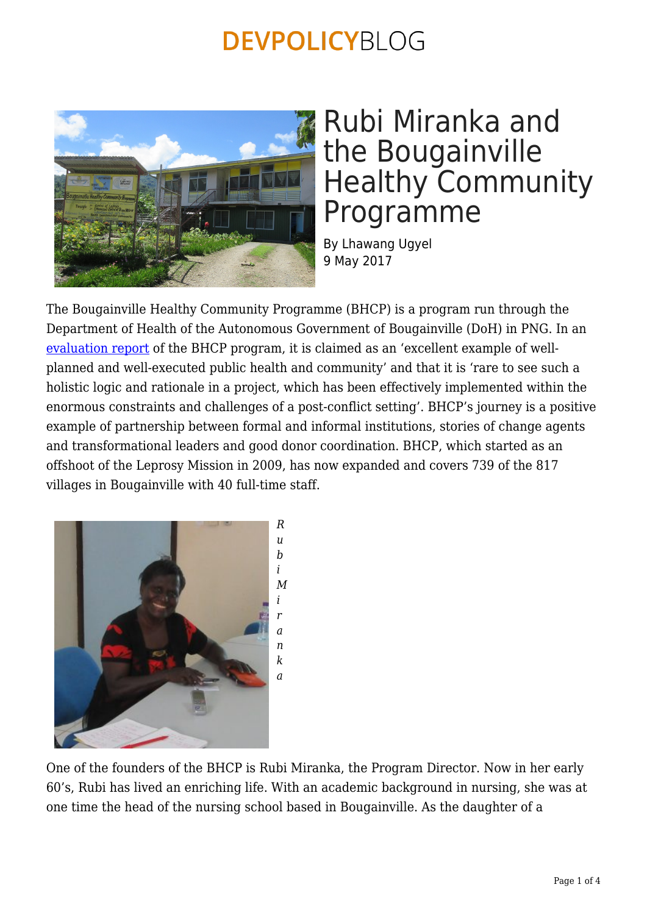# Rubi Miranka and the Bougainville Healthy Community Programme

By Lhawang Ugyel
9 May 2017

The Bougainville Healthy Community Programme (BHCP) is a program run through the Department of Health of the Autonomous Government of Bougainville (DoH) in PNG. In an evaluation report of the BHCP program, it is claimed as an 'excellent example of well-planned and well-executed public health and community' and that it is 'rare to see such a holistic logic and rationale in a project, which has been effectively implemented within the enormous constraints and challenges of a post-conflict setting'. BHCP's journey is a positive example of partnership between formal and informal institutions, stories of change agents and transformational leaders and good donor coordination. BHCP, which started as an offshoot of the Leprosy Mission in 2009, has now expanded and covers 739 of the 817 villages in Bougainville with 40 full-time staff.

*Rubi Miranka*

One of the founders of the BHCP is Rubi Miranka, the Program Director. Now in her early 60's, Rubi has lived an enriching life. With an academic background in nursing, she was at one time the head of the nursing school based in Bougainville. As the daughter of a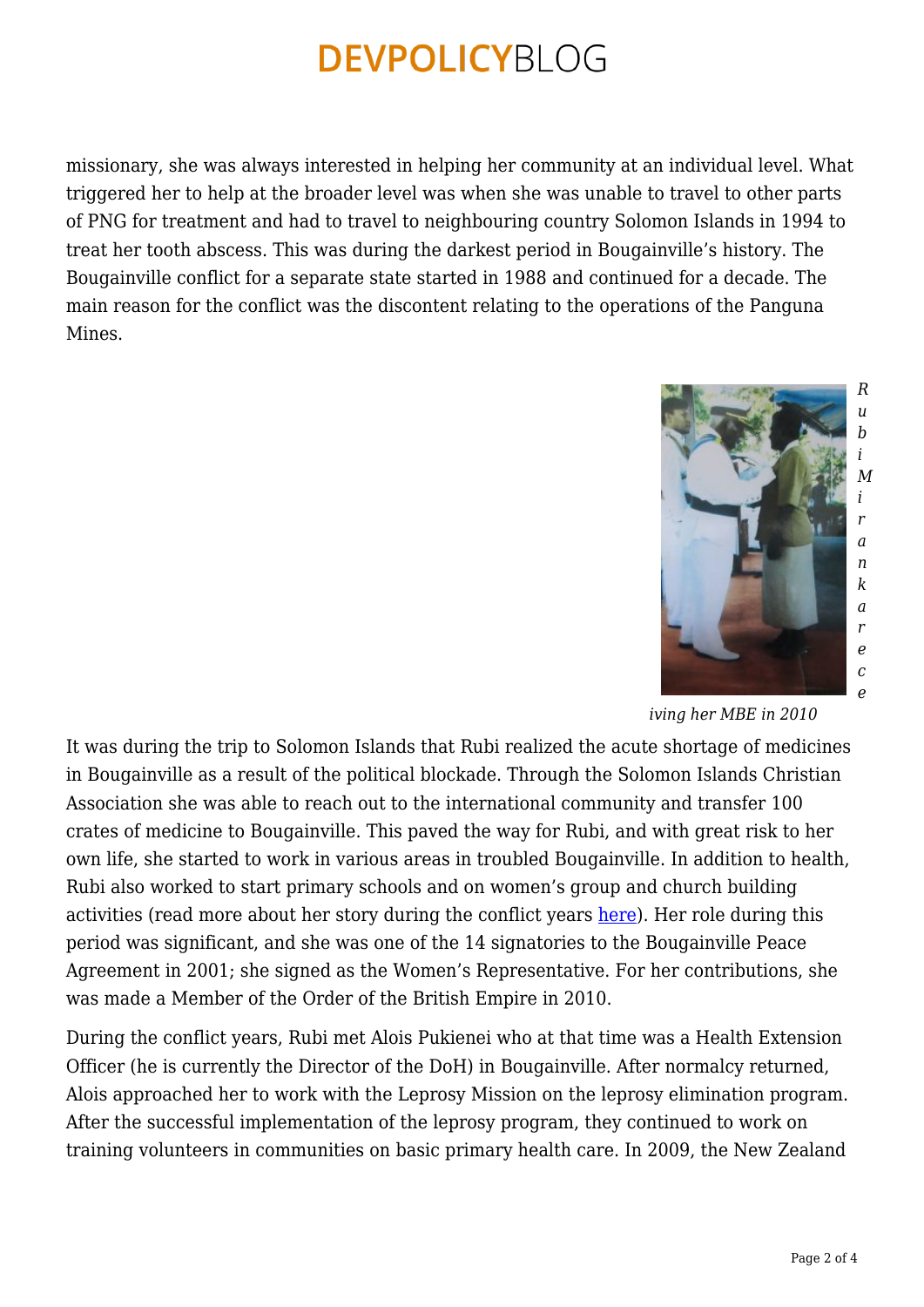missionary, she was always interested in helping her community at an individual level. What triggered her to help at the broader level was when she was unable to travel to other parts of PNG for treatment and had to travel to neighbouring country Solomon Islands in 1994 to treat her tooth abscess. This was during the darkest period in Bougainville's history. The Bougainville conflict for a separate state started in 1988 and continued for a decade. The main reason for the conflict was the discontent relating to the operations of the Panguna Mines.

*Rubi Mirankare receiving her MBE in 2010*

It was during the trip to Solomon Islands that Rubi realized the acute shortage of medicines in Bougainville as a result of the political blockade. Through the Solomon Islands Christian Association she was able to reach out to the international community and transfer 100 crates of medicine to Bougainville. This paved the way for Rubi, and with great risk to her own life, she started to work in various areas in troubled Bougainville. In addition to health, Rubi also worked to start primary schools and on women's group and church building activities (read more about her story during the conflict years here). Her role during this period was significant, and she was one of the 14 signatories to the Bougainville Peace Agreement in 2001; she signed as the Women's Representative. For her contributions, she was made a Member of the Order of the British Empire in 2010.

During the conflict years, Rubi met Alois Pukienei who at that time was a Health Extension Officer (he is currently the Director of the DoH) in Bougainville. After normalcy returned, Alois approached her to work with the Leprosy Mission on the leprosy elimination program. After the successful implementation of the leprosy program, they continued to work on training volunteers in communities on basic primary health care. In 2009, the New Zealand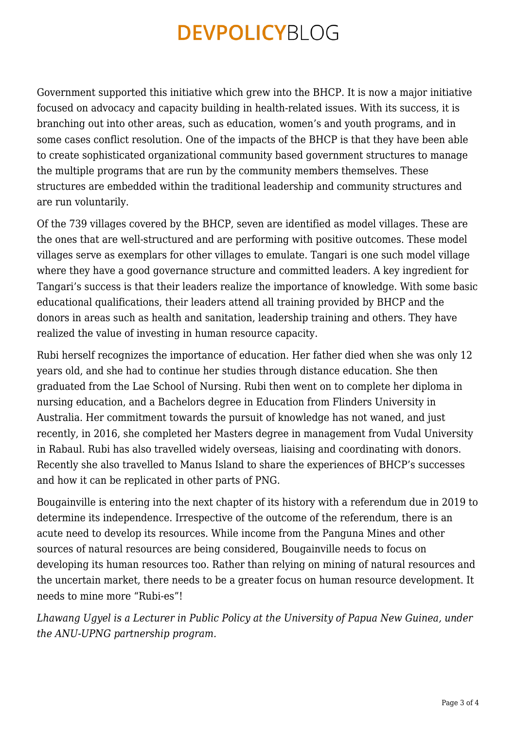Government supported this initiative which grew into the BHCP. It is now a major initiative focused on advocacy and capacity building in health-related issues. With its success, it is branching out into other areas, such as education, women's and youth programs, and in some cases conflict resolution. One of the impacts of the BHCP is that they have been able to create sophisticated organizational community based government structures to manage the multiple programs that are run by the community members themselves. These structures are embedded within the traditional leadership and community structures and are run voluntarily.

Of the 739 villages covered by the BHCP, seven are identified as model villages. These are the ones that are well-structured and are performing with positive outcomes. These model villages serve as exemplars for other villages to emulate. Tangari is one such model village where they have a good governance structure and committed leaders. A key ingredient for Tangari's success is that their leaders realize the importance of knowledge. With some basic educational qualifications, their leaders attend all training provided by BHCP and the donors in areas such as health and sanitation, leadership training and others. They have realized the value of investing in human resource capacity.

Rubi herself recognizes the importance of education. Her father died when she was only 12 years old, and she had to continue her studies through distance education. She then graduated from the Lae School of Nursing. Rubi then went on to complete her diploma in nursing education, and a Bachelors degree in Education from Flinders University in Australia. Her commitment towards the pursuit of knowledge has not waned, and just recently, in 2016, she completed her Masters degree in management from Vudal University in Rabaul. Rubi has also travelled widely overseas, liaising and coordinating with donors. Recently she also travelled to Manus Island to share the experiences of BHCP's successes and how it can be replicated in other parts of PNG.

Bougainville is entering into the next chapter of its history with a referendum due in 2019 to determine its independence. Irrespective of the outcome of the referendum, there is an acute need to develop its resources. While income from the Panguna Mines and other sources of natural resources are being considered, Bougainville needs to focus on developing its human resources too. Rather than relying on mining of natural resources and the uncertain market, there needs to be a greater focus on human resource development. It needs to mine more "Rubi-es"!

*Lhawang Ugyel is a Lecturer in Public Policy at the University of Papua New Guinea, under the ANU-UPNG partnership program.*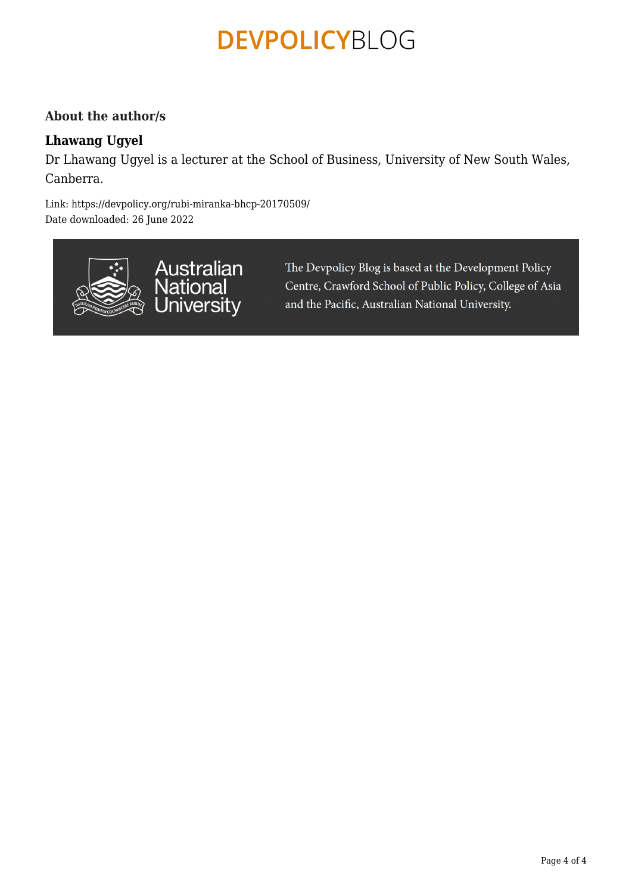### About the author/s

**Lhawang Ugyel**

Dr Lhawang Ugyel is a lecturer at the School of Business, University of New South Wales, Canberra.

Link: https://devpolicy.org/rubi-miranka-bhcp-20170509/
Date downloaded: 26 June 2022

The Devpolicy Blog is based at the Development Policy Centre, Crawford School of Public Policy, College of Asia and the Pacific, Australian National University.